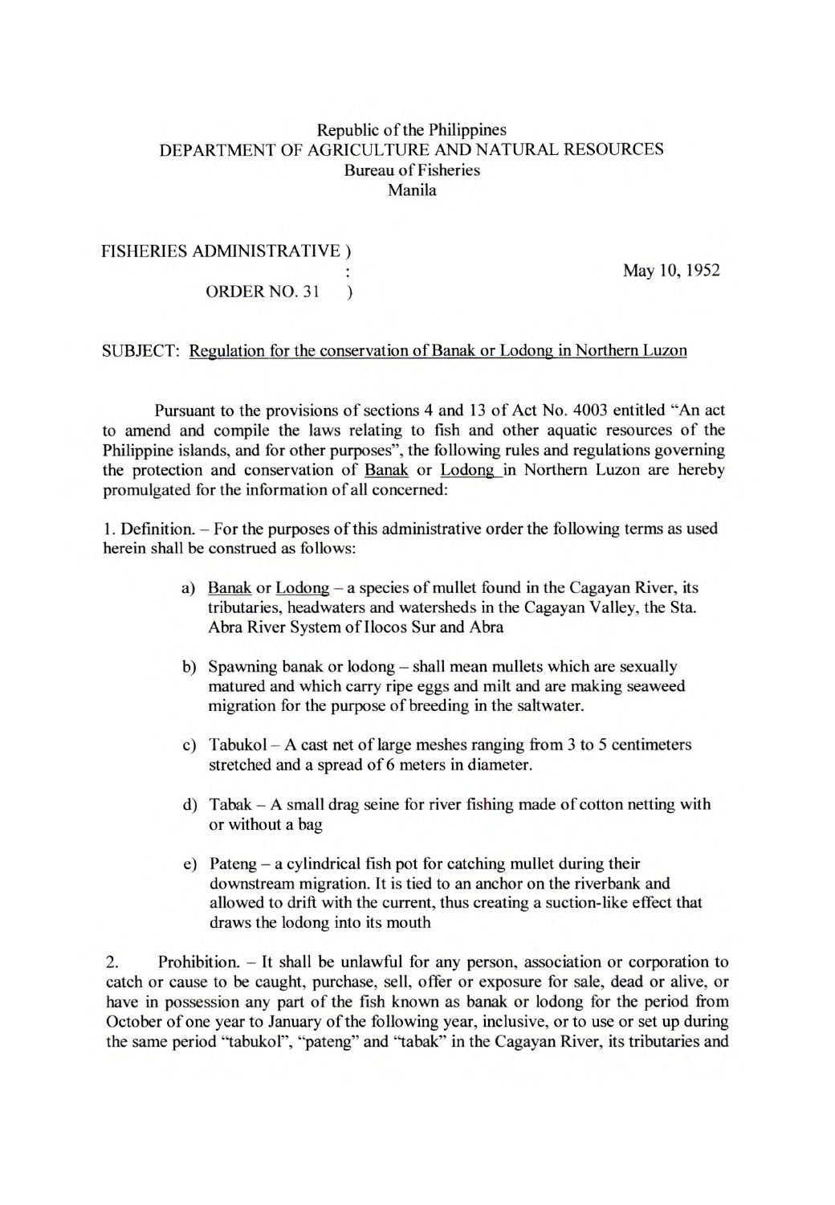Republic of the Philippines
DEPARTMENT OF AGRICULTURE AND NATURAL RESOURCES
Bureau of Fisheries
Manila

FISHERIES ADMINISTRATIVE )
: May 10, 1952
ORDER NO. 31 )

SUBJECT: Regulation for the conservation of Banak or Lodong in Northern Luzon

Pursuant to the provisions of sections 4 and 13 of Act No. 4003 entitled "An act to amend and compile the laws relating to fish and other aquatic resources of the Philippine islands, and for other purposes", the following rules and regulations governing the protection and conservation of Banak or Lodong in Northern Luzon are hereby promulgated for the information of all concerned:

1. Definition. – For the purposes of this administrative order the following terms as used herein shall be construed as follows:

a) Banak or Lodong – a species of mullet found in the Cagayan River, its tributaries, headwaters and watersheds in the Cagayan Valley, the Sta. Abra River System of Ilocos Sur and Abra

b) Spawning banak or lodong – shall mean mullets which are sexually matured and which carry ripe eggs and milt and are making seaweed migration for the purpose of breeding in the saltwater.

c) Tabukol – A cast net of large meshes ranging from 3 to 5 centimeters stretched and a spread of 6 meters in diameter.

d) Tabak – A small drag seine for river fishing made of cotton netting with or without a bag

e) Pateng – a cylindrical fish pot for catching mullet during their downstream migration. It is tied to an anchor on the riverbank and allowed to drift with the current, thus creating a suction-like effect that draws the lodong into its mouth

2. Prohibition. – It shall be unlawful for any person, association or corporation to catch or cause to be caught, purchase, sell, offer or exposure for sale, dead or alive, or have in possession any part of the fish known as banak or lodong for the period from October of one year to January of the following year, inclusive, or to use or set up during the same period "tabukol", "pateng" and "tabak" in the Cagayan River, its tributaries and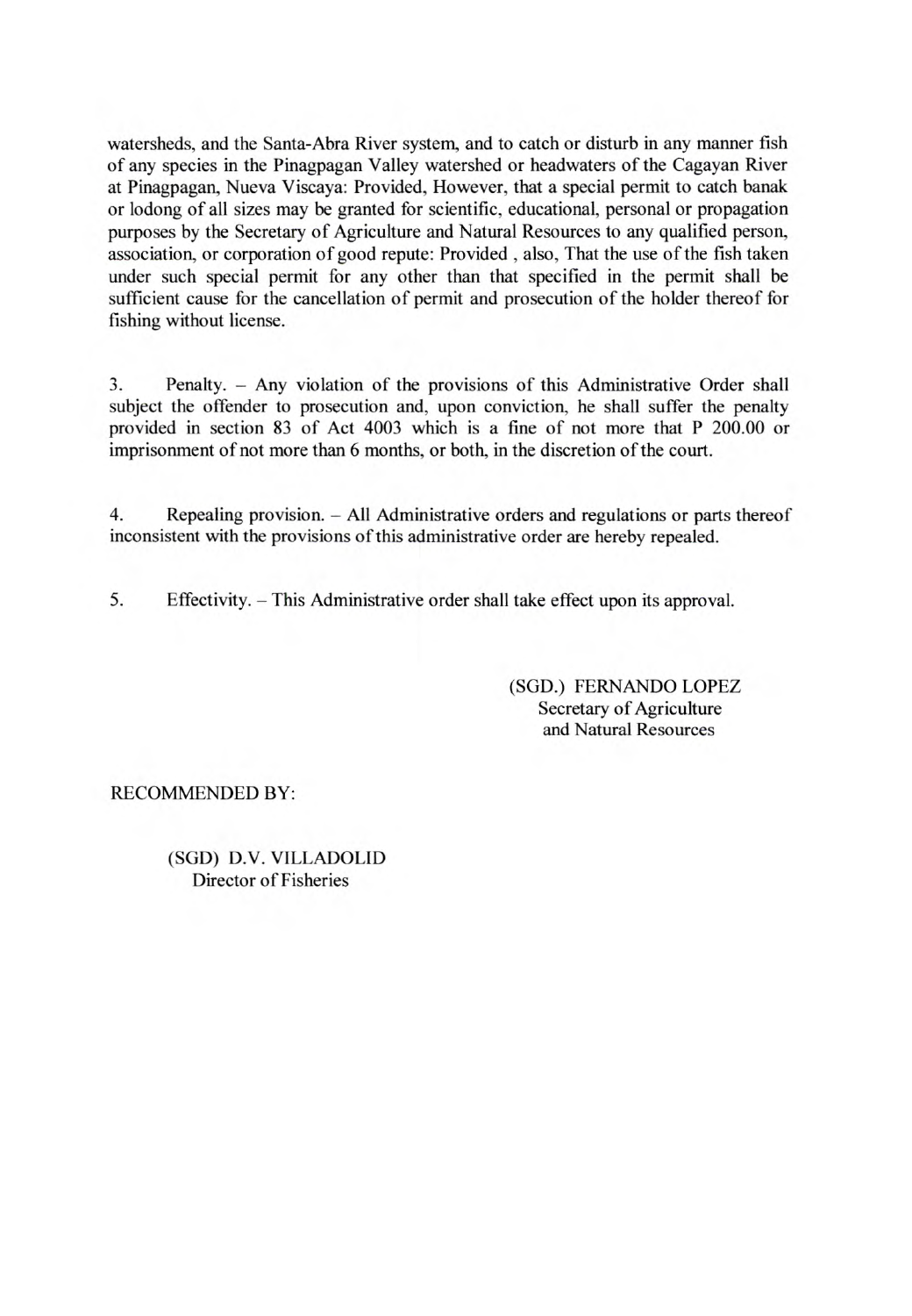watersheds, and the Santa-Abra River system, and to catch or disturb in any manner fish of any species in the Pinagpagan Valley watershed or headwaters of the Cagayan River at Pinagpagan, Nueva Viscaya: Provided, However, that a special permit to catch banak or lodong of all sizes may be granted for scientific, educational, personal or propagation purposes by the Secretary of Agriculture and Natural Resources to any qualified person, association, or corporation of good repute: Provided , also, That the use of the fish taken under such special permit for any other than that specified in the permit shall be sufficient cause for the cancellation of permit and prosecution of the holder thereof for fishing without license.

3. Penalty. – Any violation of the provisions of this Administrative Order shall subject the offender to prosecution and, upon conviction, he shall suffer the penalty provided in section 83 of Act 4003 which is a fine of not more that P 200.00 or imprisonment of not more than 6 months, or both, in the discretion of the court.

4. Repealing provision. – All Administrative orders and regulations or parts thereof inconsistent with the provisions of this administrative order are hereby repealed.

5. Effectivity. – This Administrative order shall take effect upon its approval.

(SGD.) FERNANDO LOPEZ
Secretary of Agriculture
and Natural Resources

RECOMMENDED BY:

(SGD) D.V. VILLADOLID
Director of Fisheries